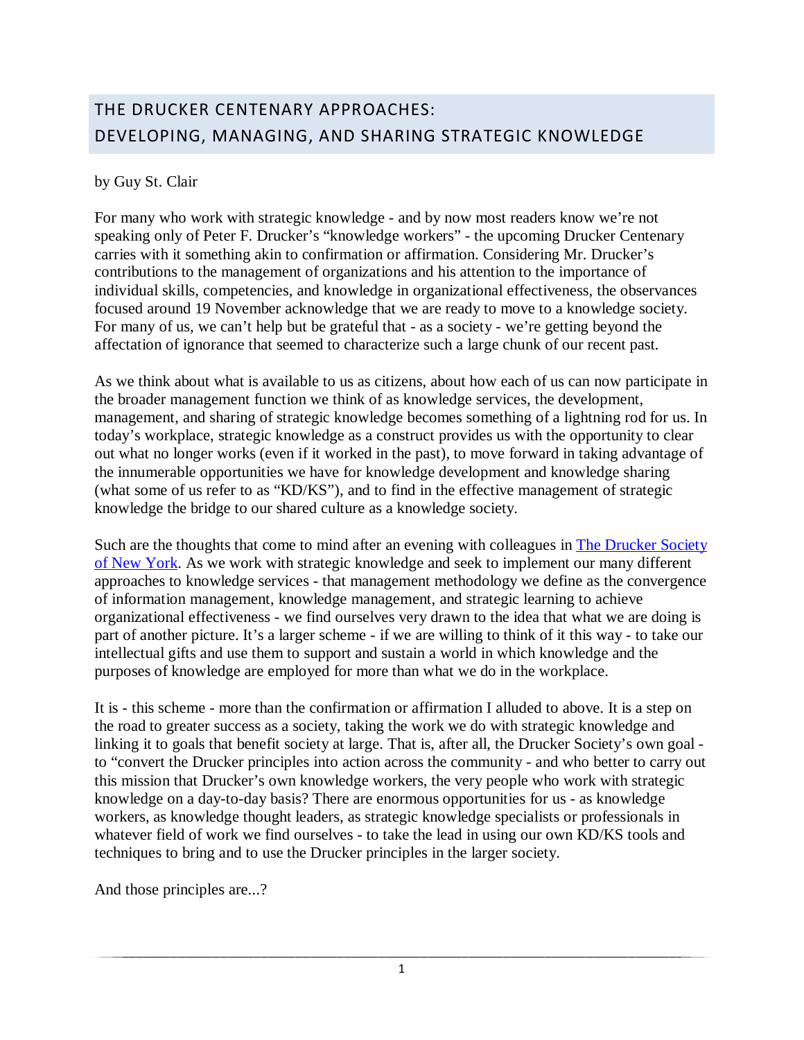# THE DRUCKER CENTENARY APPROACHES: DEVELOPING, MANAGING, AND SHARING STRATEGIC KNOWLEDGE

by Guy St. Clair

For many who work with strategic knowledge - and by now most readers know we're not speaking only of Peter F. Drucker's "knowledge workers" - the upcoming Drucker Centenary carries with it something akin to confirmation or affirmation. Considering Mr. Drucker's contributions to the management of organizations and his attention to the importance of individual skills, competencies, and knowledge in organizational effectiveness, the observances focused around 19 November acknowledge that we are ready to move to a knowledge society. For many of us, we can't help but be grateful that - as a society - we're getting beyond the affectation of ignorance that seemed to characterize such a large chunk of our recent past.

As we think about what is available to us as citizens, about how each of us can now participate in the broader management function we think of as knowledge services, the development, management, and sharing of strategic knowledge becomes something of a lightning rod for us. In today's workplace, strategic knowledge as a construct provides us with the opportunity to clear out what no longer works (even if it worked in the past), to move forward in taking advantage of the innumerable opportunities we have for knowledge development and knowledge sharing (what some of us refer to as "KD/KS"), and to find in the effective management of strategic knowledge the bridge to our shared culture as a knowledge society.

Such are the thoughts that come to mind after an evening with colleagues in The Drucker Society of New York. As we work with strategic knowledge and seek to implement our many different approaches to knowledge services - that management methodology we define as the convergence of information management, knowledge management, and strategic learning to achieve organizational effectiveness - we find ourselves very drawn to the idea that what we are doing is part of another picture. It's a larger scheme - if we are willing to think of it this way - to take our intellectual gifts and use them to support and sustain a world in which knowledge and the purposes of knowledge are employed for more than what we do in the workplace.

It is - this scheme - more than the confirmation or affirmation I alluded to above. It is a step on the road to greater success as a society, taking the work we do with strategic knowledge and linking it to goals that benefit society at large. That is, after all, the Drucker Society's own goal - to "convert the Drucker principles into action across the community - and who better to carry out this mission that Drucker's own knowledge workers, the very people who work with strategic knowledge on a day-to-day basis? There are enormous opportunities for us - as knowledge workers, as knowledge thought leaders, as strategic knowledge specialists or professionals in whatever field of work we find ourselves - to take the lead in using our own KD/KS tools and techniques to bring and to use the Drucker principles in the larger society.

And those principles are...?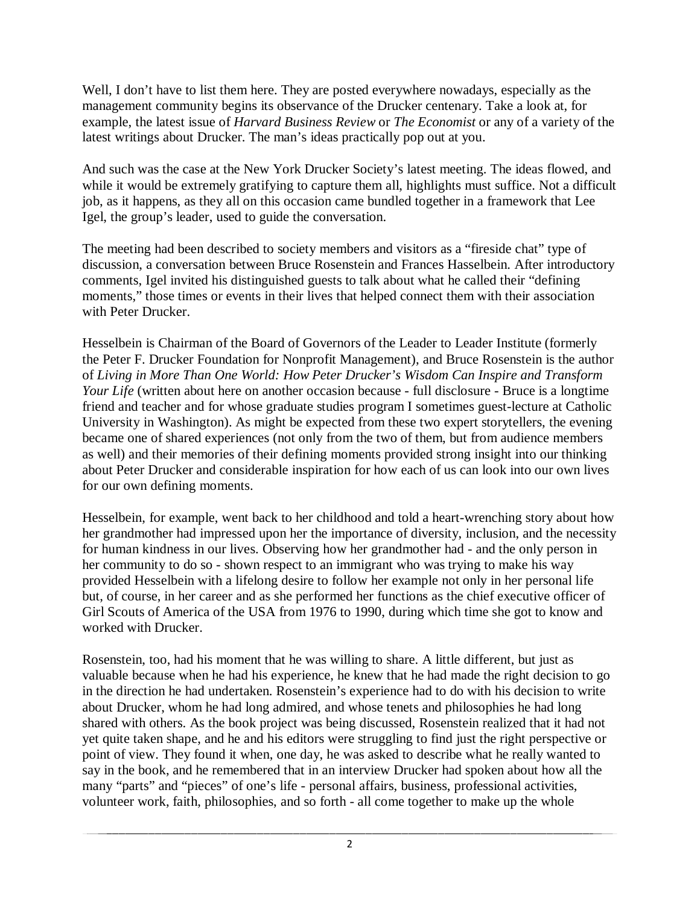Well, I don't have to list them here. They are posted everywhere nowadays, especially as the management community begins its observance of the Drucker centenary. Take a look at, for example, the latest issue of *Harvard Business Review* or *The Economist* or any of a variety of the latest writings about Drucker. The man's ideas practically pop out at you.

And such was the case at the New York Drucker Society's latest meeting. The ideas flowed, and while it would be extremely gratifying to capture them all, highlights must suffice. Not a difficult job, as it happens, as they all on this occasion came bundled together in a framework that Lee Igel, the group's leader, used to guide the conversation.

The meeting had been described to society members and visitors as a "fireside chat" type of discussion, a conversation between Bruce Rosenstein and Frances Hasselbein. After introductory comments, Igel invited his distinguished guests to talk about what he called their "defining moments," those times or events in their lives that helped connect them with their association with Peter Drucker.

Hesselbein is Chairman of the Board of Governors of the Leader to Leader Institute (formerly the Peter F. Drucker Foundation for Nonprofit Management), and Bruce Rosenstein is the author of *Living in More Than One World: How Peter Drucker's Wisdom Can Inspire and Transform Your Life* (written about here on another occasion because - full disclosure - Bruce is a longtime friend and teacher and for whose graduate studies program I sometimes guest-lecture at Catholic University in Washington). As might be expected from these two expert storytellers, the evening became one of shared experiences (not only from the two of them, but from audience members as well) and their memories of their defining moments provided strong insight into our thinking about Peter Drucker and considerable inspiration for how each of us can look into our own lives for our own defining moments.

Hesselbein, for example, went back to her childhood and told a heart-wrenching story about how her grandmother had impressed upon her the importance of diversity, inclusion, and the necessity for human kindness in our lives. Observing how her grandmother had - and the only person in her community to do so - shown respect to an immigrant who was trying to make his way provided Hesselbein with a lifelong desire to follow her example not only in her personal life but, of course, in her career and as she performed her functions as the chief executive officer of Girl Scouts of America of the USA from 1976 to 1990, during which time she got to know and worked with Drucker.

Rosenstein, too, had his moment that he was willing to share. A little different, but just as valuable because when he had his experience, he knew that he had made the right decision to go in the direction he had undertaken. Rosenstein's experience had to do with his decision to write about Drucker, whom he had long admired, and whose tenets and philosophies he had long shared with others. As the book project was being discussed, Rosenstein realized that it had not yet quite taken shape, and he and his editors were struggling to find just the right perspective or point of view. They found it when, one day, he was asked to describe what he really wanted to say in the book, and he remembered that in an interview Drucker had spoken about how all the many "parts" and "pieces" of one's life - personal affairs, business, professional activities, volunteer work, faith, philosophies, and so forth - all come together to make up the whole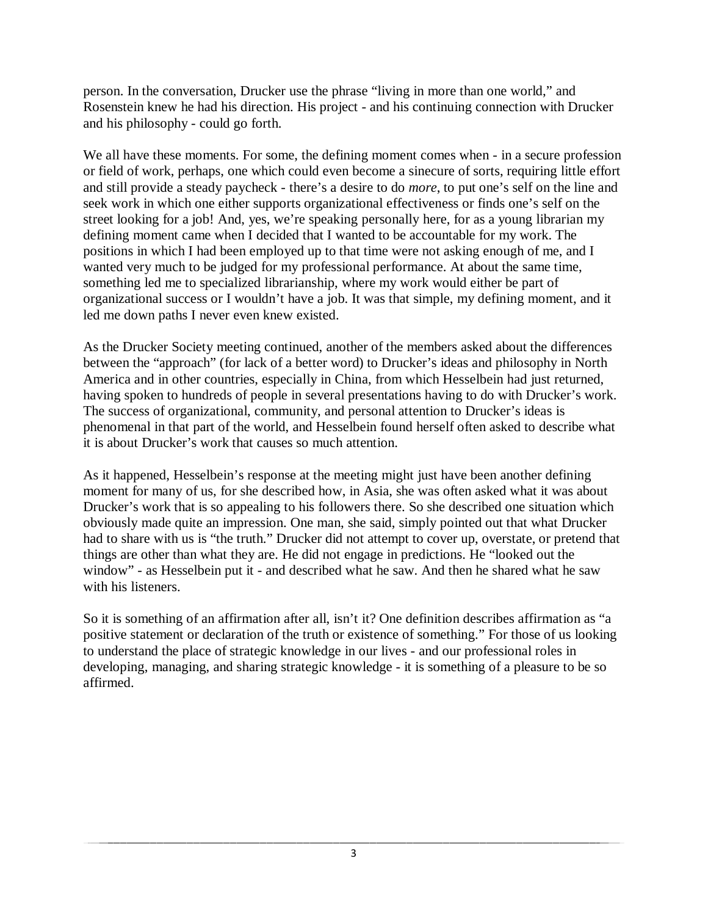person. In the conversation, Drucker use the phrase "living in more than one world," and Rosenstein knew he had his direction. His project - and his continuing connection with Drucker and his philosophy - could go forth.

We all have these moments. For some, the defining moment comes when - in a secure profession or field of work, perhaps, one which could even become a sinecure of sorts, requiring little effort and still provide a steady paycheck - there's a desire to do *more*, to put one's self on the line and seek work in which one either supports organizational effectiveness or finds one's self on the street looking for a job! And, yes, we're speaking personally here, for as a young librarian my defining moment came when I decided that I wanted to be accountable for my work. The positions in which I had been employed up to that time were not asking enough of me, and I wanted very much to be judged for my professional performance. At about the same time, something led me to specialized librarianship, where my work would either be part of organizational success or I wouldn't have a job. It was that simple, my defining moment, and it led me down paths I never even knew existed.

As the Drucker Society meeting continued, another of the members asked about the differences between the "approach" (for lack of a better word) to Drucker's ideas and philosophy in North America and in other countries, especially in China, from which Hesselbein had just returned, having spoken to hundreds of people in several presentations having to do with Drucker's work. The success of organizational, community, and personal attention to Drucker's ideas is phenomenal in that part of the world, and Hesselbein found herself often asked to describe what it is about Drucker's work that causes so much attention.

As it happened, Hesselbein's response at the meeting might just have been another defining moment for many of us, for she described how, in Asia, she was often asked what it was about Drucker's work that is so appealing to his followers there. So she described one situation which obviously made quite an impression. One man, she said, simply pointed out that what Drucker had to share with us is "the truth." Drucker did not attempt to cover up, overstate, or pretend that things are other than what they are. He did not engage in predictions. He "looked out the window" - as Hesselbein put it - and described what he saw. And then he shared what he saw with his listeners.

So it is something of an affirmation after all, isn't it? One definition describes affirmation as "a positive statement or declaration of the truth or existence of something." For those of us looking to understand the place of strategic knowledge in our lives - and our professional roles in developing, managing, and sharing strategic knowledge - it is something of a pleasure to be so affirmed.